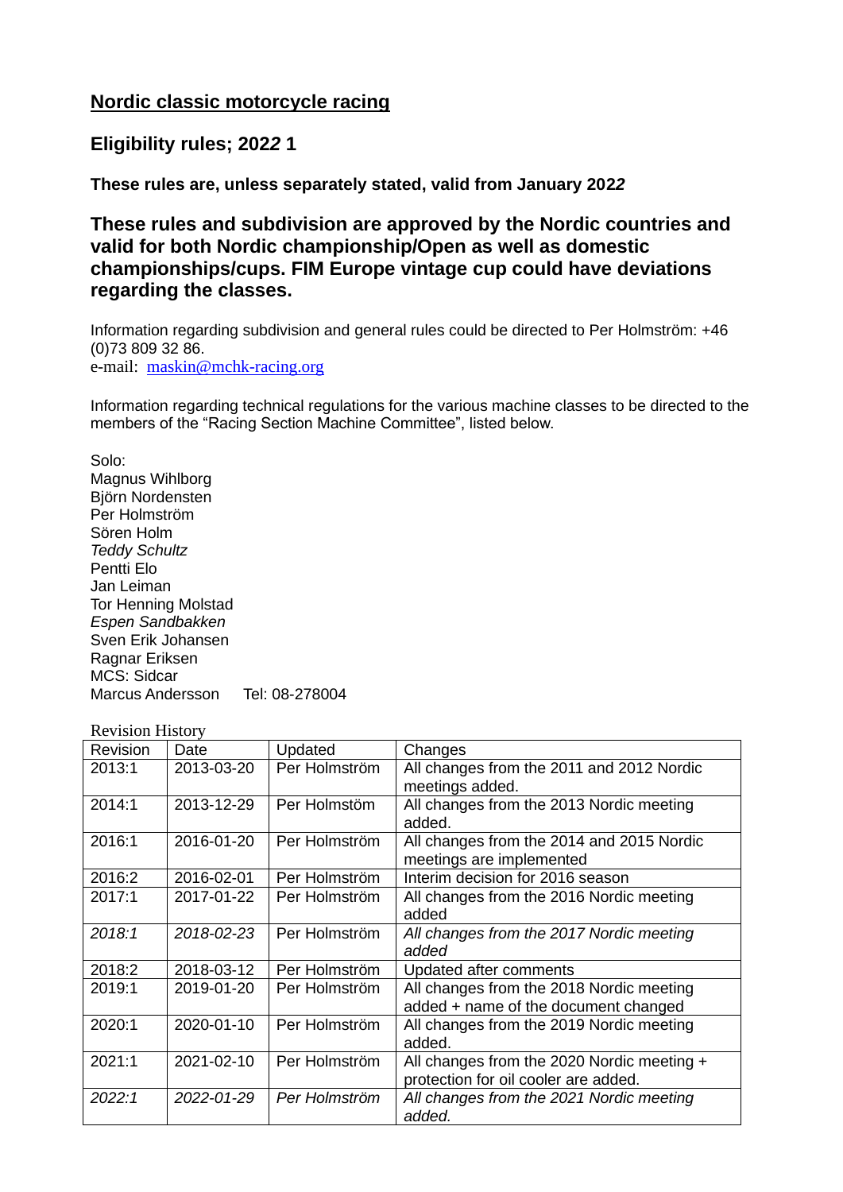## Nordic classic motorcycle racing

## Eligibility rules; 202*2* 1

**These rules are, unless separately stated, valid from January 202*2***

### These rules and subdivision are approved by the Nordic countries and valid for both Nordic championship/Open as well as domestic championships/cups. FIM Europe vintage cup could have deviations regarding the classes.

Information regarding subdivision and general rules could be directed to Per Holmström: +46 (0)73 809 32 86.
e-mail: maskin@mchk-racing.org

Information regarding technical regulations for the various machine classes to be directed to the members of the "Racing Section Machine Committee", listed below.

Solo:
Magnus Wihlborg
Björn Nordensten
Per Holmström
Sören Holm
*Teddy Schultz*
Pentti Elo
Jan Leiman
Tor Henning Molstad
*Espen Sandbakken*
Sven Erik Johansen
Ragnar Eriksen
MCS: Sidcar
Marcus Andersson Tel: 08-278004

Revision History

| Revision | Date | Updated | Changes |
|---|---|---|---|
| 2013:1 | 2013-03-20 | Per Holmström | All changes from the 2011 and 2012 Nordic meetings added. |
| 2014:1 | 2013-12-29 | Per Holmstöm | All changes from the 2013 Nordic meeting added. |
| 2016:1 | 2016-01-20 | Per Holmström | All changes from the 2014 and 2015 Nordic meetings are implemented |
| 2016:2 | 2016-02-01 | Per Holmström | Interim decision for 2016 season |
| 2017:1 | 2017-01-22 | Per Holmström | All changes from the 2016 Nordic meeting added |
| *2018:1* | *2018-02-23* | Per Holmström | *All changes from the 2017 Nordic meeting added* |
| 2018:2 | 2018-03-12 | Per Holmström | Updated after comments |
| 2019:1 | 2019-01-20 | Per Holmström | All changes from the 2018 Nordic meeting added + name of the document changed |
| 2020:1 | 2020-01-10 | Per Holmström | All changes from the 2019 Nordic meeting added. |
| 2021:1 | 2021-02-10 | Per Holmström | All changes from the 2020 Nordic meeting + protection for oil cooler are added. |
| *2022:1* | *2022-01-29* | *Per Holmström* | *All changes from the 2021 Nordic meeting added.* |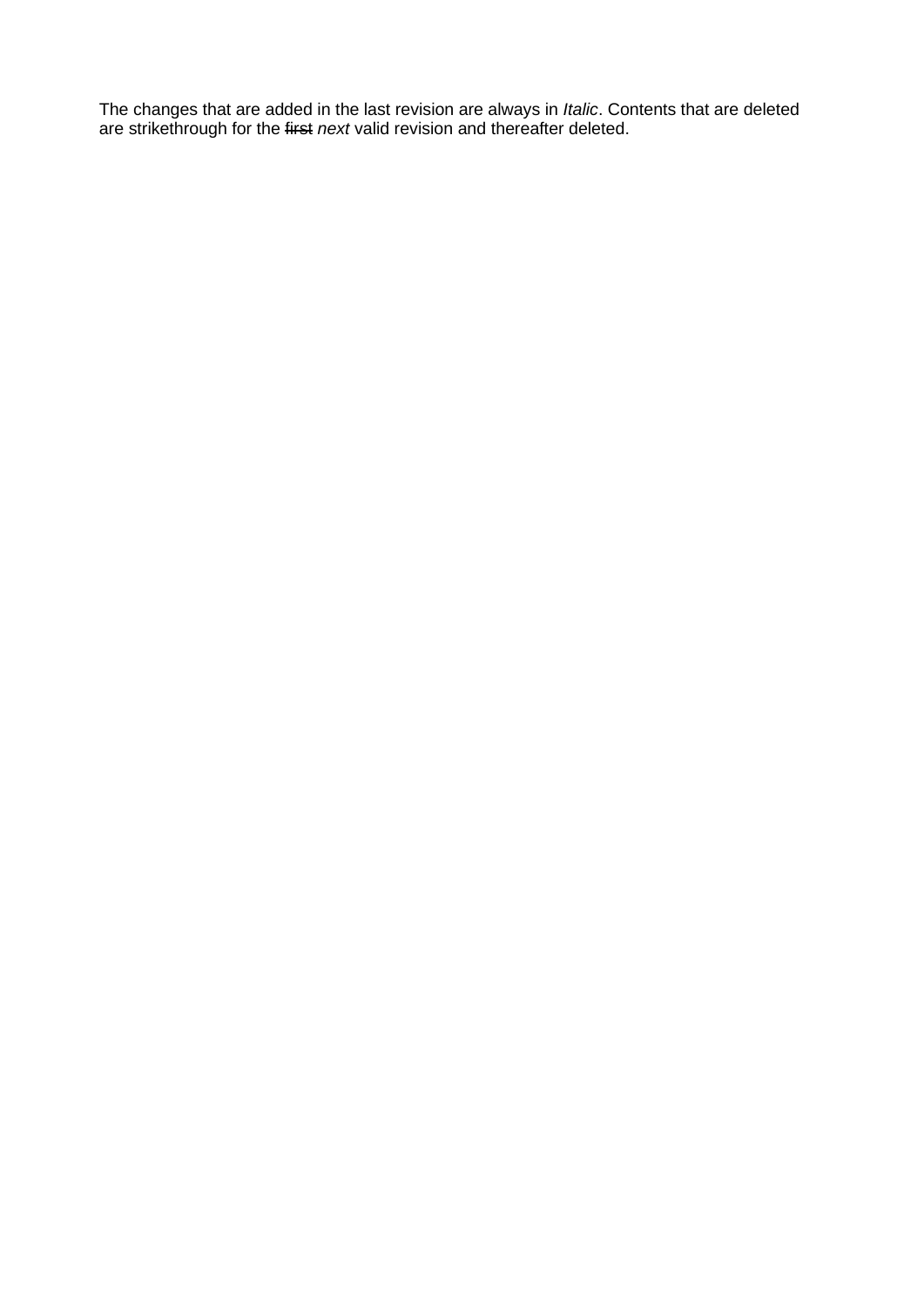The changes that are added in the last revision are always in *Italic*. Contents that are deleted are strikethrough for the ~~first~~ *next* valid revision and thereafter deleted.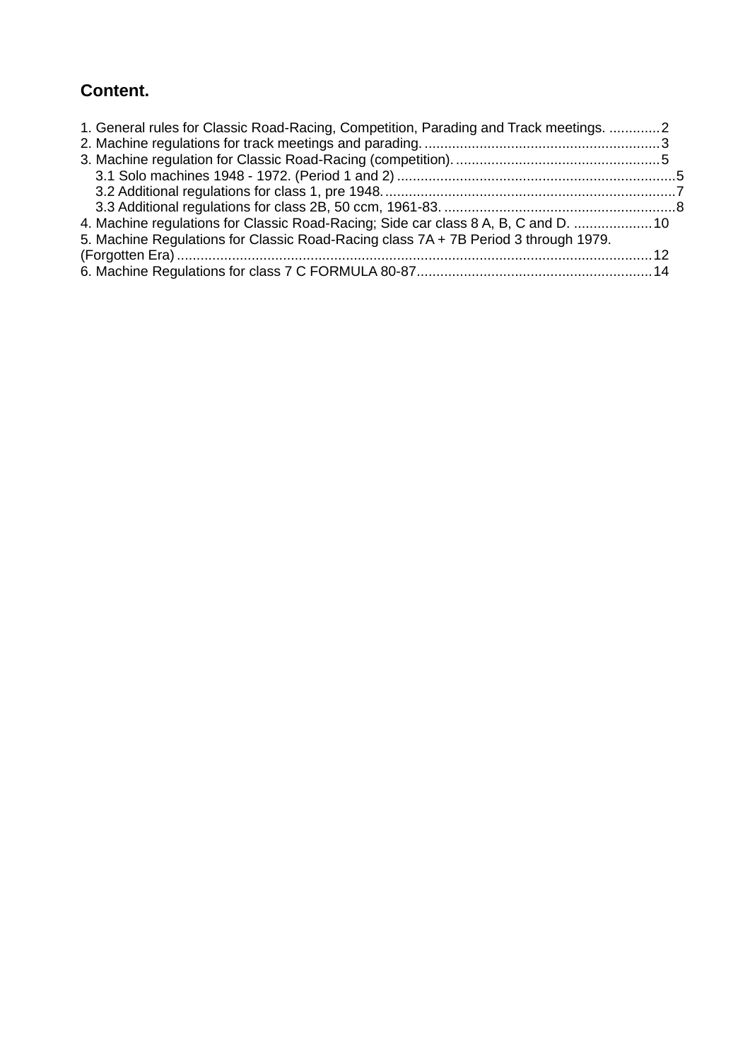## Content.

1. General rules for Classic Road-Racing, Competition, Parading and Track meetings. .............2
2. Machine regulations for track meetings and parading. ............................................................3
3. Machine regulation for Classic Road-Racing (competition). ....................................................5
   - 3.1 Solo machines 1948 - 1972. (Period 1 and 2) .......................................................................5
   - 3.2 Additional regulations for class 1, pre 1948. ..........................................................................7
   - 3.3 Additional regulations for class 2B, 50 ccm, 1961-83. ...........................................................8
4. Machine regulations for Classic Road-Racing; Side car class 8 A, B, C and D. ....................10
5. Machine Regulations for Classic Road-Racing class 7A + 7B Period 3 through 1979. (Forgotten Era) ........................................................................................................................12
6. Machine Regulations for class 7 C FORMULA 80-87............................................................14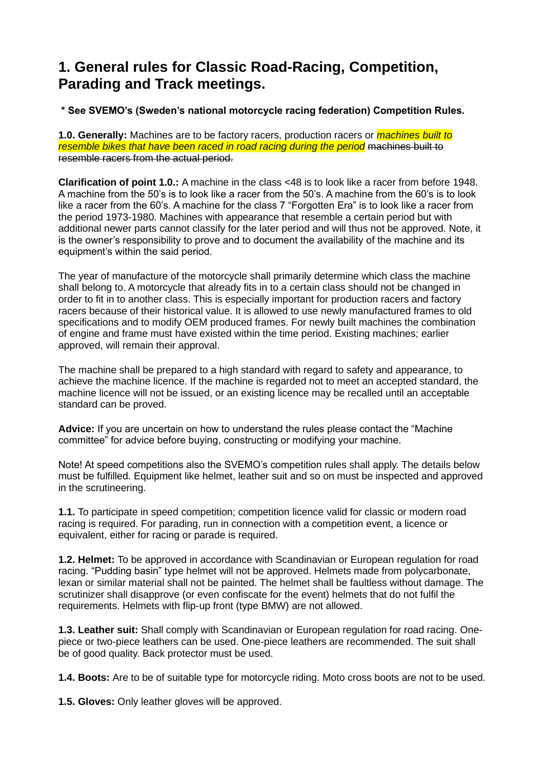# 1. General rules for Classic Road-Racing, Competition, Parading and Track meetings.

**\* See SVEMO's (Sweden's national motorcycle racing federation) Competition Rules.**

**1.0. Generally:** Machines are to be factory racers, production racers or *machines built to resemble bikes that have been raced in road racing during the period* ~~machines built to resemble racers from the actual period.~~

**Clarification of point 1.0.:** A machine in the class <48 is to look like a racer from before 1948. A machine from the 50's is to look like a racer from the 50's. A machine from the 60's is to look like a racer from the 60's. A machine for the class 7 "Forgotten Era" is to look like a racer from the period 1973-1980. Machines with appearance that resemble a certain period but with additional newer parts cannot classify for the later period and will thus not be approved. Note, it is the owner's responsibility to prove and to document the availability of the machine and its equipment's within the said period.

The year of manufacture of the motorcycle shall primarily determine which class the machine shall belong to. A motorcycle that already fits in to a certain class should not be changed in order to fit in to another class. This is especially important for production racers and factory racers because of their historical value. It is allowed to use newly manufactured frames to old specifications and to modify OEM produced frames. For newly built machines the combination of engine and frame must have existed within the time period. Existing machines; earlier approved, will remain their approval.

The machine shall be prepared to a high standard with regard to safety and appearance, to achieve the machine licence. If the machine is regarded not to meet an accepted standard, the machine licence will not be issued, or an existing licence may be recalled until an acceptable standard can be proved.

**Advice:** If you are uncertain on how to understand the rules please contact the "Machine committee" for advice before buying, constructing or modifying your machine.

Note! At speed competitions also the SVEMO's competition rules shall apply. The details below must be fulfilled. Equipment like helmet, leather suit and so on must be inspected and approved in the scrutineering.

**1.1.** To participate in speed competition; competition licence valid for classic or modern road racing is required. For parading, run in connection with a competition event, a licence or equivalent, either for racing or parade is required.

**1.2. Helmet:** To be approved in accordance with Scandinavian or European regulation for road racing. "Pudding basin" type helmet will not be approved. Helmets made from polycarbonate, lexan or similar material shall not be painted. The helmet shall be faultless without damage. The scrutinizer shall disapprove (or even confiscate for the event) helmets that do not fulfil the requirements. Helmets with flip-up front (type BMW) are not allowed.

**1.3. Leather suit:** Shall comply with Scandinavian or European regulation for road racing. One-piece or two-piece leathers can be used. One-piece leathers are recommended. The suit shall be of good quality. Back protector must be used.

**1.4. Boots:** Are to be of suitable type for motorcycle riding. Moto cross boots are not to be used.

**1.5. Gloves:** Only leather gloves will be approved.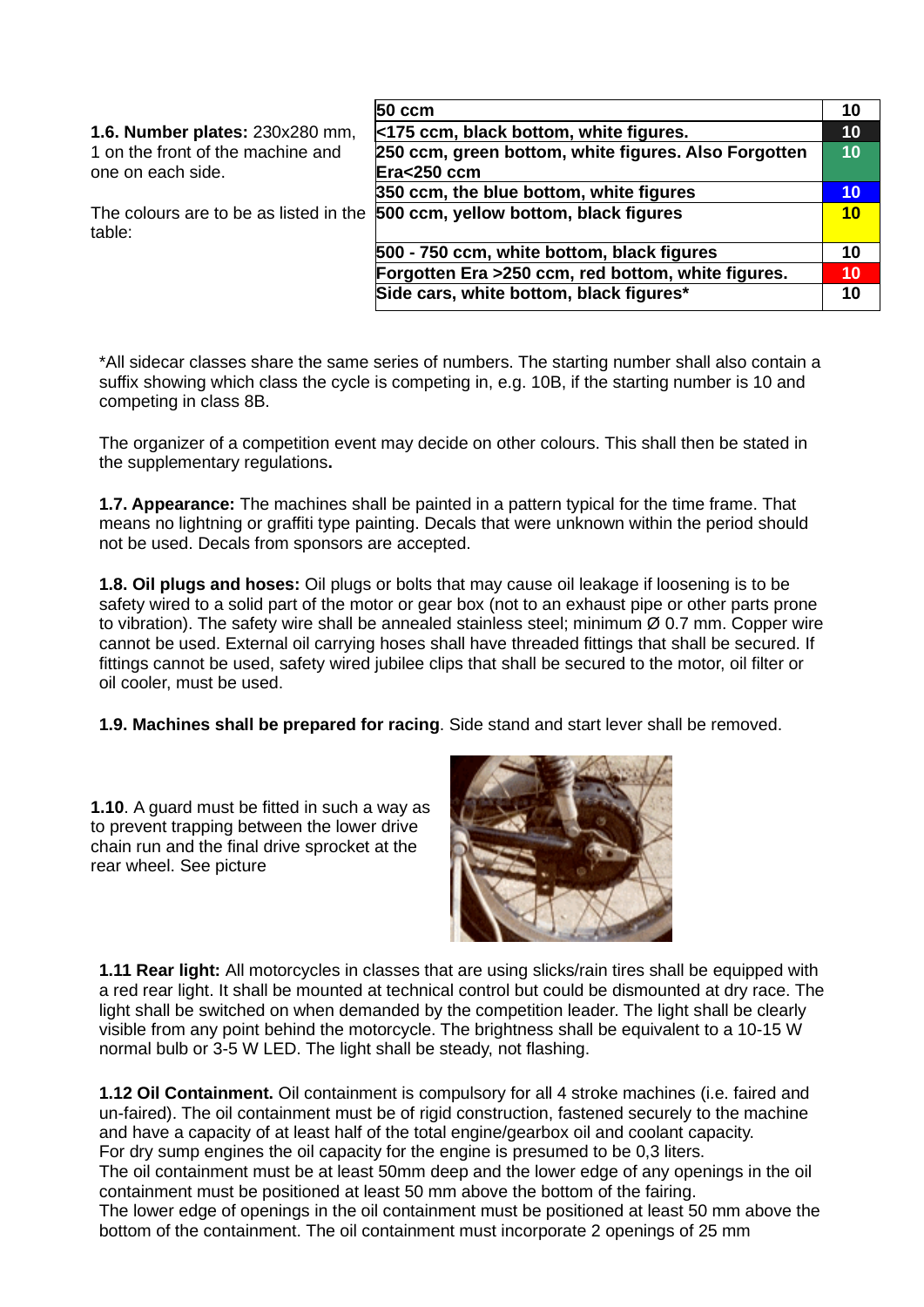**1.6. Number plates:** 230x280 mm, 1 on the front of the machine and one on each side.

The colours are to be as listed in the table:

| | |
|---|---|
| **50 ccm** | **10** |
| **<175 ccm, black bottom, white figures.** | **10** |
| **250 ccm, green bottom, white figures. Also Forgotten Era<250 ccm** | **10** |
| **350 ccm, the blue bottom, white figures** | **10** |
| **500 ccm, yellow bottom, black figures** | **10** |
| **500 - 750 ccm, white bottom, black figures** | **10** |
| **Forgotten Era >250 ccm, red bottom, white figures.** | **10** |
| **Side cars, white bottom, black figures*** | **10** |

*All sidecar classes share the same series of numbers. The starting number shall also contain a suffix showing which class the cycle is competing in, e.g. 10B, if the starting number is 10 and competing in class 8B.

The organizer of a competition event may decide on other colours. This shall then be stated in the supplementary regulations**.**

**1.7. Appearance:** The machines shall be painted in a pattern typical for the time frame. That means no lightning or graffiti type painting. Decals that were unknown within the period should not be used. Decals from sponsors are accepted.

**1.8. Oil plugs and hoses:** Oil plugs or bolts that may cause oil leakage if loosening is to be safety wired to a solid part of the motor or gear box (not to an exhaust pipe or other parts prone to vibration). The safety wire shall be annealed stainless steel; minimum Ø 0.7 mm. Copper wire cannot be used. External oil carrying hoses shall have threaded fittings that shall be secured. If fittings cannot be used, safety wired jubilee clips that shall be secured to the motor, oil filter or oil cooler, must be used.

**1.9. Machines shall be prepared for racing**. Side stand and start lever shall be removed.

**1.10**. A guard must be fitted in such a way as to prevent trapping between the lower drive chain run and the final drive sprocket at the rear wheel. See picture

**1.11 Rear light:** All motorcycles in classes that are using slicks/rain tires shall be equipped with a red rear light. It shall be mounted at technical control but could be dismounted at dry race. The light shall be switched on when demanded by the competition leader. The light shall be clearly visible from any point behind the motorcycle. The brightness shall be equivalent to a 10-15 W normal bulb or 3-5 W LED. The light shall be steady, not flashing.

**1.12 Oil Containment.** Oil containment is compulsory for all 4 stroke machines (i.e. faired and un-faired). The oil containment must be of rigid construction, fastened securely to the machine and have a capacity of at least half of the total engine/gearbox oil and coolant capacity.
For dry sump engines the oil capacity for the engine is presumed to be 0,3 liters.
The oil containment must be at least 50mm deep and the lower edge of any openings in the oil containment must be positioned at least 50 mm above the bottom of the fairing.
The lower edge of openings in the oil containment must be positioned at least 50 mm above the bottom of the containment. The oil containment must incorporate 2 openings of 25 mm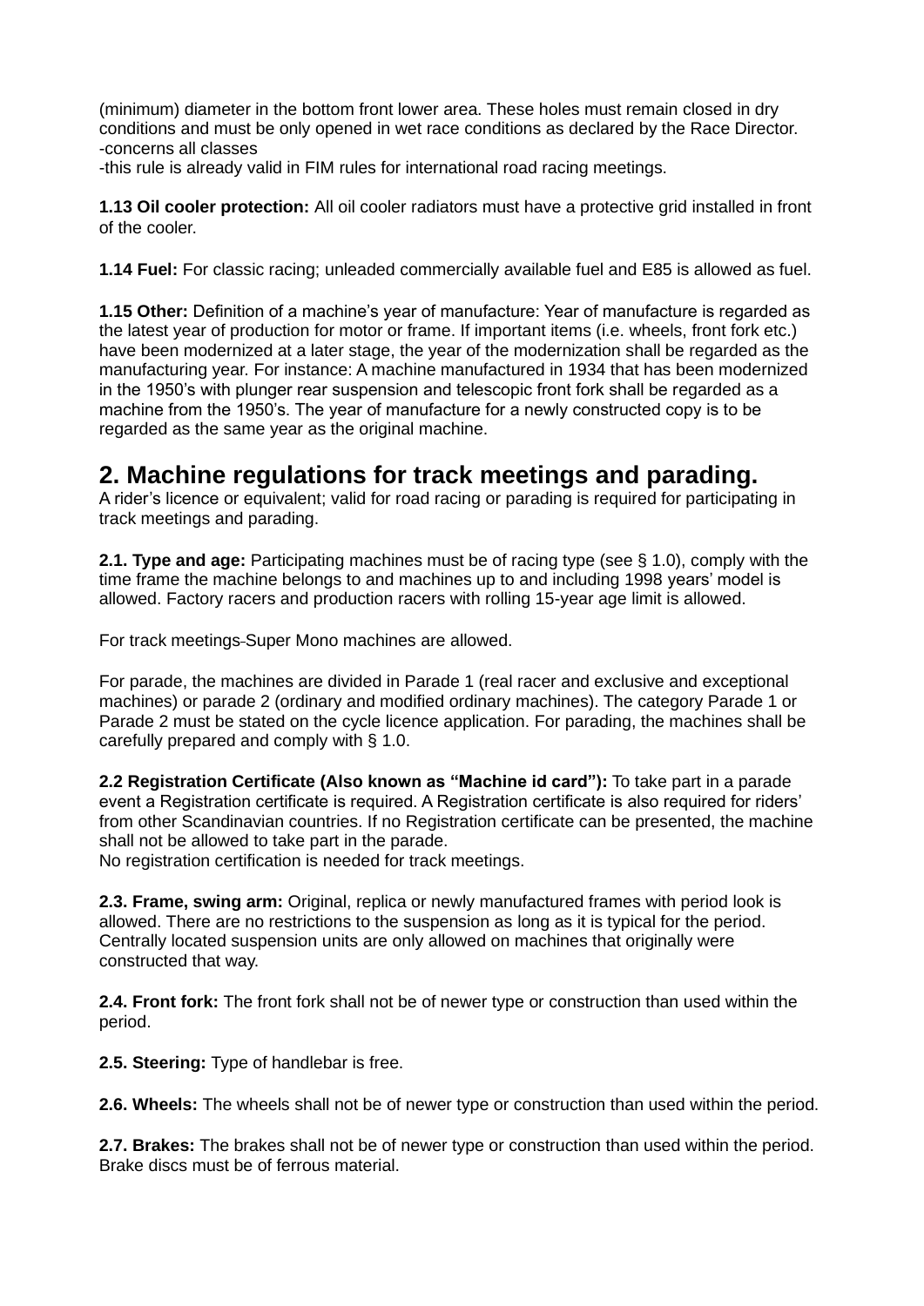(minimum) diameter in the bottom front lower area. These holes must remain closed in dry conditions and must be only opened in wet race conditions as declared by the Race Director.
-concerns all classes
-this rule is already valid in FIM rules for international road racing meetings.

**1.13 Oil cooler protection:** All oil cooler radiators must have a protective grid installed in front of the cooler.

**1.14 Fuel:** For classic racing; unleaded commercially available fuel and E85 is allowed as fuel.

**1.15 Other:** Definition of a machine's year of manufacture: Year of manufacture is regarded as the latest year of production for motor or frame. If important items (i.e. wheels, front fork etc.) have been modernized at a later stage, the year of the modernization shall be regarded as the manufacturing year. For instance: A machine manufactured in 1934 that has been modernized in the 1950's with plunger rear suspension and telescopic front fork shall be regarded as a machine from the 1950's. The year of manufacture for a newly constructed copy is to be regarded as the same year as the original machine.

## 2. Machine regulations for track meetings and parading.

A rider's licence or equivalent; valid for road racing or parading is required for participating in track meetings and parading.

**2.1. Type and age:** Participating machines must be of racing type (see § 1.0), comply with the time frame the machine belongs to and machines up to and including 1998 years' model is allowed. Factory racers and production racers with rolling 15-year age limit is allowed.

For track meetings Super Mono machines are allowed.

For parade, the machines are divided in Parade 1 (real racer and exclusive and exceptional machines) or parade 2 (ordinary and modified ordinary machines). The category Parade 1 or Parade 2 must be stated on the cycle licence application. For parading, the machines shall be carefully prepared and comply with § 1.0.

**2.2 Registration Certificate (Also known as "Machine id card"):** To take part in a parade event a Registration certificate is required. A Registration certificate is also required for riders' from other Scandinavian countries. If no Registration certificate can be presented, the machine shall not be allowed to take part in the parade.
No registration certification is needed for track meetings.

**2.3. Frame, swing arm:** Original, replica or newly manufactured frames with period look is allowed. There are no restrictions to the suspension as long as it is typical for the period. Centrally located suspension units are only allowed on machines that originally were constructed that way.

**2.4. Front fork:** The front fork shall not be of newer type or construction than used within the period.

**2.5. Steering:** Type of handlebar is free.

**2.6. Wheels:** The wheels shall not be of newer type or construction than used within the period.

**2.7. Brakes:** The brakes shall not be of newer type or construction than used within the period. Brake discs must be of ferrous material.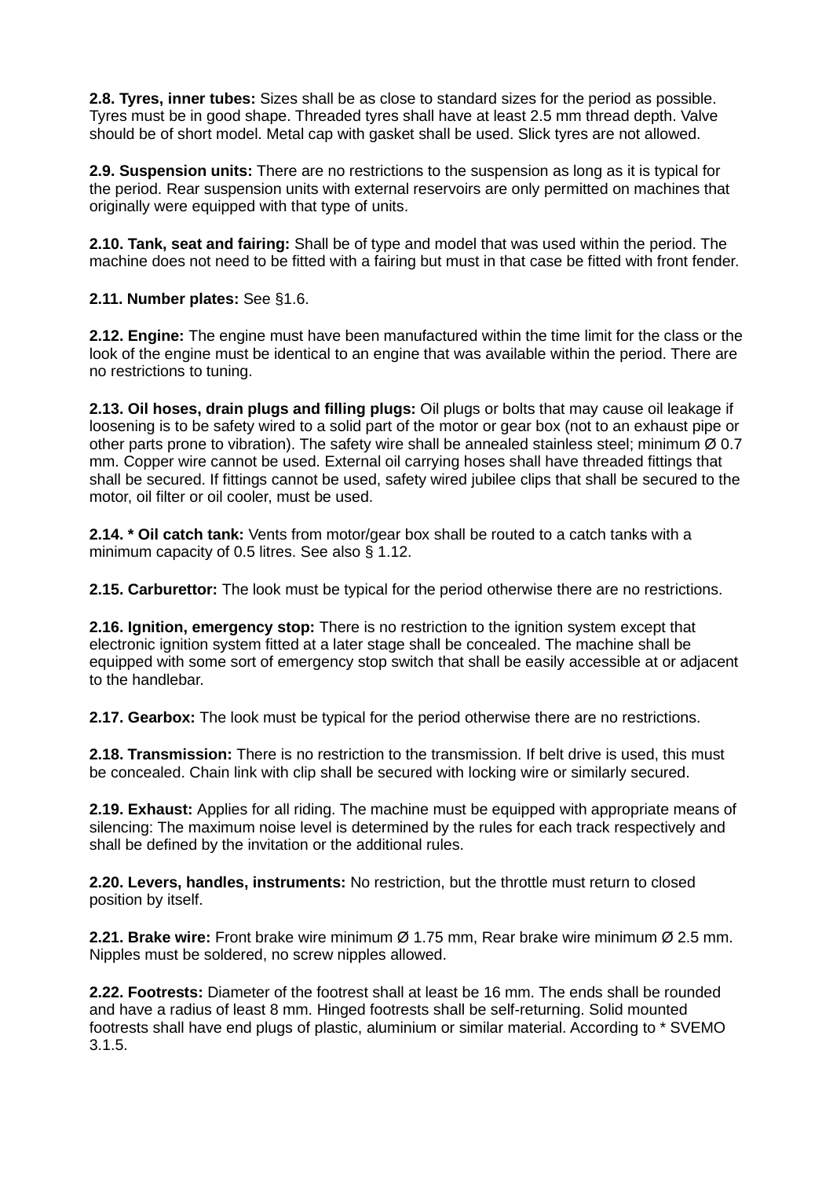**2.8. Tyres, inner tubes:** Sizes shall be as close to standard sizes for the period as possible. Tyres must be in good shape. Threaded tyres shall have at least 2.5 mm thread depth. Valve should be of short model. Metal cap with gasket shall be used. Slick tyres are not allowed.

**2.9. Suspension units:** There are no restrictions to the suspension as long as it is typical for the period. Rear suspension units with external reservoirs are only permitted on machines that originally were equipped with that type of units.

**2.10. Tank, seat and fairing:** Shall be of type and model that was used within the period. The machine does not need to be fitted with a fairing but must in that case be fitted with front fender.

**2.11. Number plates:** See §1.6.

**2.12. Engine:** The engine must have been manufactured within the time limit for the class or the look of the engine must be identical to an engine that was available within the period. There are no restrictions to tuning.

**2.13. Oil hoses, drain plugs and filling plugs:** Oil plugs or bolts that may cause oil leakage if loosening is to be safety wired to a solid part of the motor or gear box (not to an exhaust pipe or other parts prone to vibration). The safety wire shall be annealed stainless steel; minimum Ø 0.7 mm. Copper wire cannot be used. External oil carrying hoses shall have threaded fittings that shall be secured. If fittings cannot be used, safety wired jubilee clips that shall be secured to the motor, oil filter or oil cooler, must be used.

**2.14. * Oil catch tank:** Vents from motor/gear box shall be routed to a catch tanks with a minimum capacity of 0.5 litres. See also § 1.12.

**2.15. Carburettor:** The look must be typical for the period otherwise there are no restrictions.

**2.16. Ignition, emergency stop:** There is no restriction to the ignition system except that electronic ignition system fitted at a later stage shall be concealed. The machine shall be equipped with some sort of emergency stop switch that shall be easily accessible at or adjacent to the handlebar.

**2.17. Gearbox:** The look must be typical for the period otherwise there are no restrictions.

**2.18. Transmission:** There is no restriction to the transmission. If belt drive is used, this must be concealed. Chain link with clip shall be secured with locking wire or similarly secured.

**2.19. Exhaust:** Applies for all riding. The machine must be equipped with appropriate means of silencing: The maximum noise level is determined by the rules for each track respectively and shall be defined by the invitation or the additional rules.

**2.20. Levers, handles, instruments:** No restriction, but the throttle must return to closed position by itself.

**2.21. Brake wire:** Front brake wire minimum Ø 1.75 mm, Rear brake wire minimum Ø 2.5 mm. Nipples must be soldered, no screw nipples allowed.

**2.22. Footrests:** Diameter of the footrest shall at least be 16 mm. The ends shall be rounded and have a radius of least 8 mm. Hinged footrests shall be self-returning. Solid mounted footrests shall have end plugs of plastic, aluminium or similar material. According to * SVEMO 3.1.5.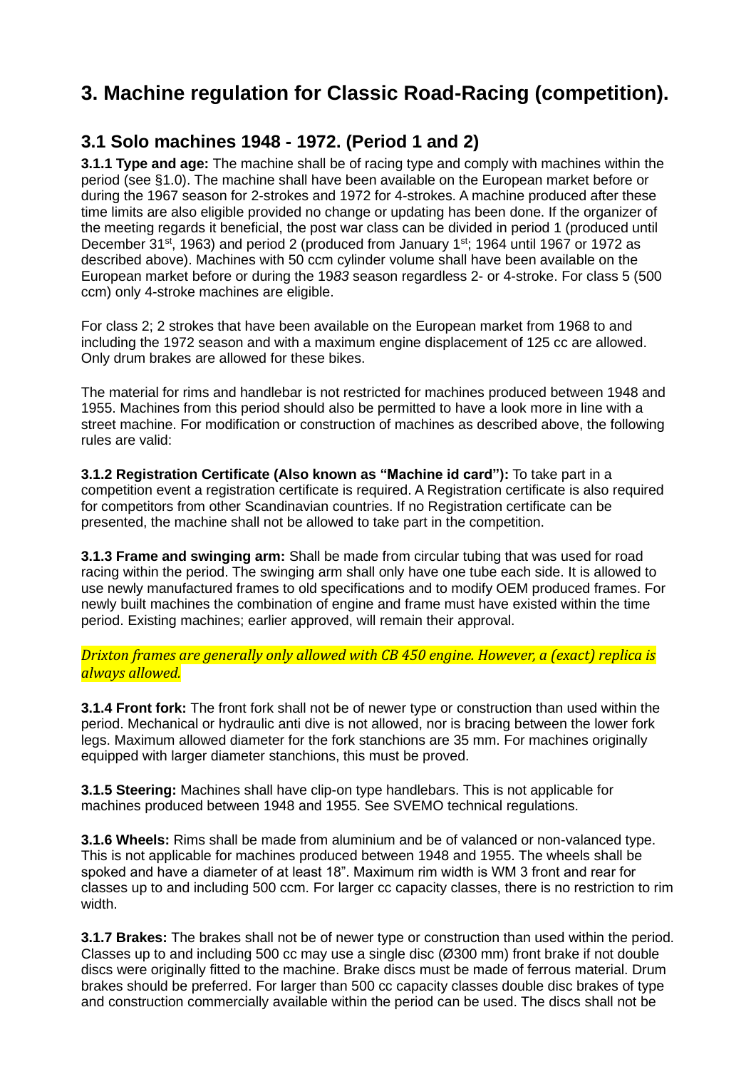# 3. Machine regulation for Classic Road-Racing (competition).

## 3.1 Solo machines 1948 - 1972. (Period 1 and 2)

**3.1.1 Type and age:** The machine shall be of racing type and comply with machines within the period (see §1.0). The machine shall have been available on the European market before or during the 1967 season for 2-strokes and 1972 for 4-strokes. A machine produced after these time limits are also eligible provided no change or updating has been done. If the organizer of the meeting regards it beneficial, the post war class can be divided in period 1 (produced until December 31st, 1963) and period 2 (produced from January 1st; 1964 until 1967 or 1972 as described above). Machines with 50 ccm cylinder volume shall have been available on the European market before or during the 19*83* season regardless 2- or 4-stroke. For class 5 (500 ccm) only 4-stroke machines are eligible.

For class 2; 2 strokes that have been available on the European market from 1968 to and including the 1972 season and with a maximum engine displacement of 125 cc are allowed. Only drum brakes are allowed for these bikes.

The material for rims and handlebar is not restricted for machines produced between 1948 and 1955. Machines from this period should also be permitted to have a look more in line with a street machine. For modification or construction of machines as described above, the following rules are valid:

**3.1.2 Registration Certificate (Also known as "Machine id card"):** To take part in a competition event a registration certificate is required. A Registration certificate is also required for competitors from other Scandinavian countries. If no Registration certificate can be presented, the machine shall not be allowed to take part in the competition.

**3.1.3 Frame and swinging arm:** Shall be made from circular tubing that was used for road racing within the period. The swinging arm shall only have one tube each side. It is allowed to use newly manufactured frames to old specifications and to modify OEM produced frames. For newly built machines the combination of engine and frame must have existed within the time period. Existing machines; earlier approved, will remain their approval.

*Drixton frames are generally only allowed with CB 450 engine. However, a (exact) replica is always allowed.*

**3.1.4 Front fork:** The front fork shall not be of newer type or construction than used within the period. Mechanical or hydraulic anti dive is not allowed, nor is bracing between the lower fork legs. Maximum allowed diameter for the fork stanchions are 35 mm. For machines originally equipped with larger diameter stanchions, this must be proved.

**3.1.5 Steering:** Machines shall have clip-on type handlebars. This is not applicable for machines produced between 1948 and 1955. See SVEMO technical regulations.

**3.1.6 Wheels:** Rims shall be made from aluminium and be of valanced or non-valanced type. This is not applicable for machines produced between 1948 and 1955. The wheels shall be spoked and have a diameter of at least 18". Maximum rim width is WM 3 front and rear for classes up to and including 500 ccm. For larger cc capacity classes, there is no restriction to rim width.

**3.1.7 Brakes:** The brakes shall not be of newer type or construction than used within the period. Classes up to and including 500 cc may use a single disc (Ø300 mm) front brake if not double discs were originally fitted to the machine. Brake discs must be made of ferrous material. Drum brakes should be preferred. For larger than 500 cc capacity classes double disc brakes of type and construction commercially available within the period can be used. The discs shall not be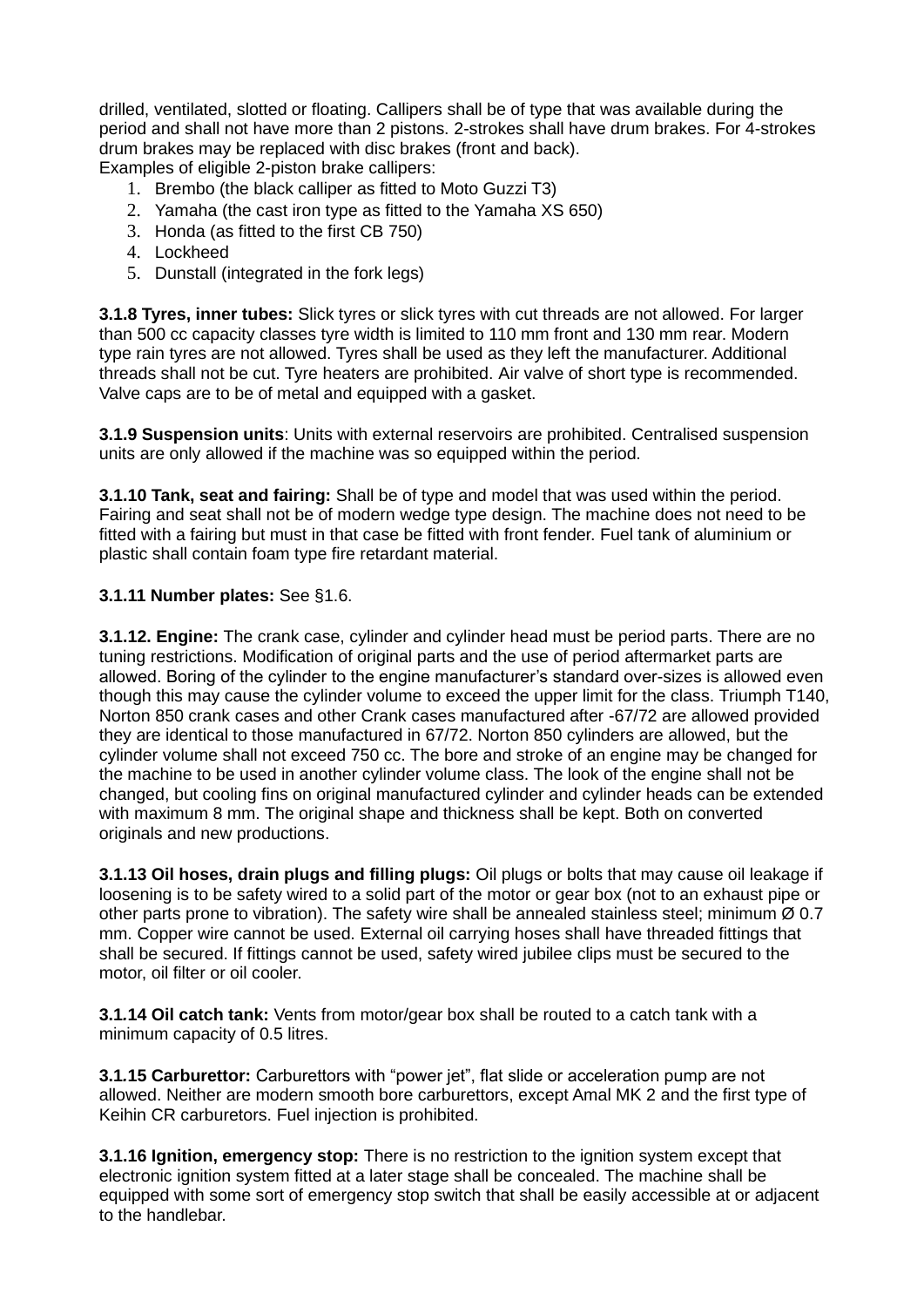drilled, ventilated, slotted or floating. Callipers shall be of type that was available during the period and shall not have more than 2 pistons. 2-strokes shall have drum brakes. For 4-strokes drum brakes may be replaced with disc brakes (front and back).
Examples of eligible 2-piston brake callipers:

1. Brembo (the black calliper as fitted to Moto Guzzi T3)
2. Yamaha (the cast iron type as fitted to the Yamaha XS 650)
3. Honda (as fitted to the first CB 750)
4. Lockheed
5. Dunstall (integrated in the fork legs)

**3.1.8 Tyres, inner tubes:** Slick tyres or slick tyres with cut threads are not allowed. For larger than 500 cc capacity classes tyre width is limited to 110 mm front and 130 mm rear. Modern type rain tyres are not allowed. Tyres shall be used as they left the manufacturer. Additional threads shall not be cut. Tyre heaters are prohibited. Air valve of short type is recommended. Valve caps are to be of metal and equipped with a gasket.

**3.1.9 Suspension units**: Units with external reservoirs are prohibited. Centralised suspension units are only allowed if the machine was so equipped within the period.

**3.1.10 Tank, seat and fairing:** Shall be of type and model that was used within the period. Fairing and seat shall not be of modern wedge type design. The machine does not need to be fitted with a fairing but must in that case be fitted with front fender. Fuel tank of aluminium or plastic shall contain foam type fire retardant material.

**3.1.11 Number plates:** See §1.6.

**3.1.12. Engine:** The crank case, cylinder and cylinder head must be period parts. There are no tuning restrictions. Modification of original parts and the use of period aftermarket parts are allowed. Boring of the cylinder to the engine manufacturer's standard over-sizes is allowed even though this may cause the cylinder volume to exceed the upper limit for the class. Triumph T140, Norton 850 crank cases and other Crank cases manufactured after -67/72 are allowed provided they are identical to those manufactured in 67/72. Norton 850 cylinders are allowed, but the cylinder volume shall not exceed 750 cc. The bore and stroke of an engine may be changed for the machine to be used in another cylinder volume class. The look of the engine shall not be changed, but cooling fins on original manufactured cylinder and cylinder heads can be extended with maximum 8 mm. The original shape and thickness shall be kept. Both on converted originals and new productions.

**3.1.13 Oil hoses, drain plugs and filling plugs:** Oil plugs or bolts that may cause oil leakage if loosening is to be safety wired to a solid part of the motor or gear box (not to an exhaust pipe or other parts prone to vibration). The safety wire shall be annealed stainless steel; minimum Ø 0.7 mm. Copper wire cannot be used. External oil carrying hoses shall have threaded fittings that shall be secured. If fittings cannot be used, safety wired jubilee clips must be secured to the motor, oil filter or oil cooler.

**3.1.14 Oil catch tank:** Vents from motor/gear box shall be routed to a catch tank with a minimum capacity of 0.5 litres.

**3.1.15 Carburettor:** Carburettors with "power jet", flat slide or acceleration pump are not allowed. Neither are modern smooth bore carburettors, except Amal MK 2 and the first type of Keihin CR carburetors. Fuel injection is prohibited.

**3.1.16 Ignition, emergency stop:** There is no restriction to the ignition system except that electronic ignition system fitted at a later stage shall be concealed. The machine shall be equipped with some sort of emergency stop switch that shall be easily accessible at or adjacent to the handlebar.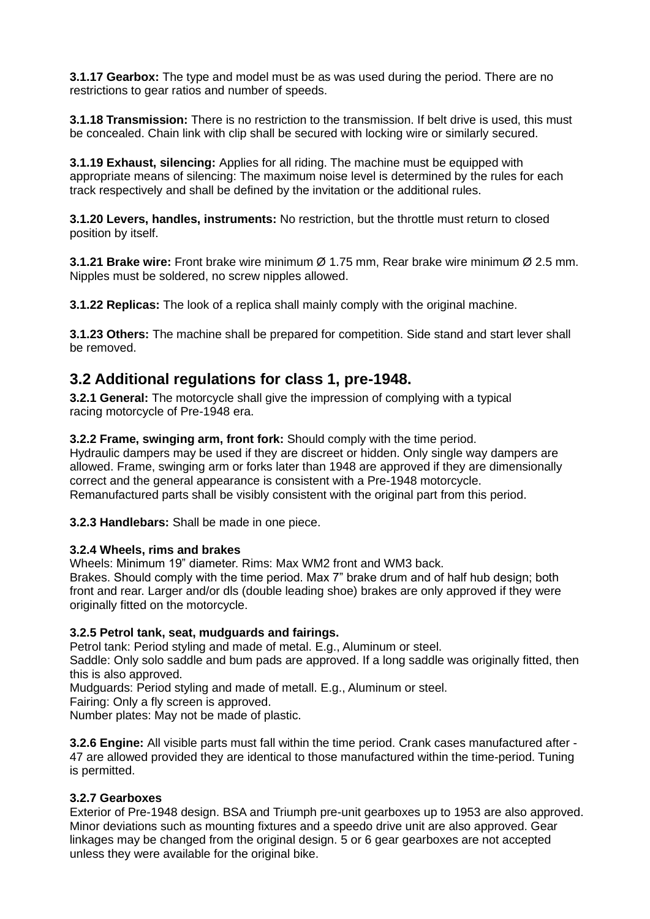**3.1.17 Gearbox:** The type and model must be as was used during the period. There are no restrictions to gear ratios and number of speeds.

**3.1.18 Transmission:** There is no restriction to the transmission. If belt drive is used, this must be concealed. Chain link with clip shall be secured with locking wire or similarly secured.

**3.1.19 Exhaust, silencing:** Applies for all riding. The machine must be equipped with appropriate means of silencing: The maximum noise level is determined by the rules for each track respectively and shall be defined by the invitation or the additional rules.

**3.1.20 Levers, handles, instruments:** No restriction, but the throttle must return to closed position by itself.

**3.1.21 Brake wire:** Front brake wire minimum Ø 1.75 mm, Rear brake wire minimum Ø 2.5 mm. Nipples must be soldered, no screw nipples allowed.

**3.1.22 Replicas:** The look of a replica shall mainly comply with the original machine.

**3.1.23 Others:** The machine shall be prepared for competition. Side stand and start lever shall be removed.

## 3.2 Additional regulations for class 1, pre-1948.

**3.2.1 General:** The motorcycle shall give the impression of complying with a typical racing motorcycle of Pre-1948 era.

**3.2.2 Frame, swinging arm, front fork:** Should comply with the time period.
Hydraulic dampers may be used if they are discreet or hidden. Only single way dampers are allowed. Frame, swinging arm or forks later than 1948 are approved if they are dimensionally correct and the general appearance is consistent with a Pre-1948 motorcycle.
Remanufactured parts shall be visibly consistent with the original part from this period.

**3.2.3 Handlebars:** Shall be made in one piece.

**3.2.4 Wheels, rims and brakes**
Wheels: Minimum 19” diameter. Rims: Max WM2 front and WM3 back.
Brakes. Should comply with the time period. Max 7” brake drum and of half hub design; both front and rear. Larger and/or dls (double leading shoe) brakes are only approved if they were originally fitted on the motorcycle.

**3.2.5 Petrol tank, seat, mudguards and fairings.**
Petrol tank: Period styling and made of metal. E.g., Aluminum or steel.
Saddle: Only solo saddle and bum pads are approved. If a long saddle was originally fitted, then this is also approved.
Mudguards: Period styling and made of metall. E.g., Aluminum or steel.
Fairing: Only a fly screen is approved.
Number plates: May not be made of plastic.

**3.2.6 Engine:** All visible parts must fall within the time period. Crank cases manufactured after -47 are allowed provided they are identical to those manufactured within the time-period. Tuning is permitted.

**3.2.7 Gearboxes**
Exterior of Pre-1948 design. BSA and Triumph pre-unit gearboxes up to 1953 are also approved. Minor deviations such as mounting fixtures and a speedo drive unit are also approved. Gear linkages may be changed from the original design. 5 or 6 gear gearboxes are not accepted unless they were available for the original bike.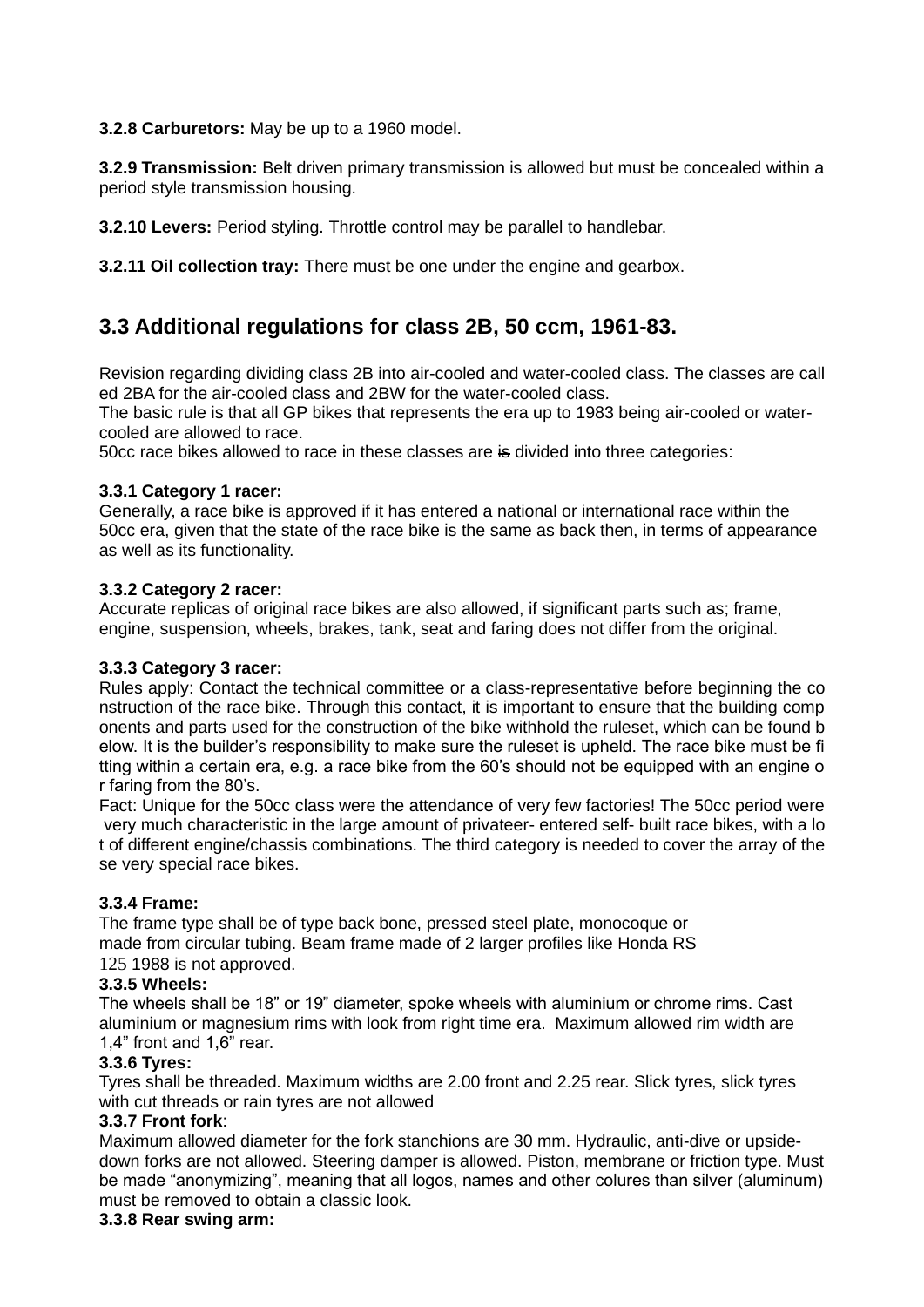**3.2.8 Carburetors:** May be up to a 1960 model.

**3.2.9 Transmission:** Belt driven primary transmission is allowed but must be concealed within a period style transmission housing.

**3.2.10 Levers:** Period styling. Throttle control may be parallel to handlebar.

**3.2.11 Oil collection tray:** There must be one under the engine and gearbox.

## 3.3 Additional regulations for class 2B, 50 ccm, 1961-83.

Revision regarding dividing class 2B into air-cooled and water-cooled class. The classes are called 2BA for the air-cooled class and 2BW for the water-cooled class.
The basic rule is that all GP bikes that represents the era up to 1983 being air-cooled or water-cooled are allowed to race.
50cc race bikes allowed to race in these classes are ~~is~~ divided into three categories:

**3.3.1 Category 1 racer:**
Generally, a race bike is approved if it has entered a national or international race within the 50cc era, given that the state of the race bike is the same as back then, in terms of appearance as well as its functionality.

**3.3.2 Category 2 racer:**
Accurate replicas of original race bikes are also allowed, if significant parts such as; frame, engine, suspension, wheels, brakes, tank, seat and faring does not differ from the original.

**3.3.3 Category 3 racer:**
Rules apply: Contact the technical committee or a class-representative before beginning the construction of the race bike. Through this contact, it is important to ensure that the building components and parts used for the construction of the bike withhold the ruleset, which can be found below. It is the builder's responsibility to make sure the ruleset is upheld. The race bike must be fitting within a certain era, e.g. a race bike from the 60's should not be equipped with an engine or faring from the 80's.
Fact: Unique for the 50cc class were the attendance of very few factories! The 50cc period were very much characteristic in the large amount of privateer- entered self- built race bikes, with a lot of different engine/chassis combinations. The third category is needed to cover the array of these very special race bikes.

**3.3.4 Frame:**
The frame type shall be of type back bone, pressed steel plate, monocoque or made from circular tubing. Beam frame made of 2 larger profiles like Honda RS 125 1988 is not approved.

**3.3.5 Wheels:**
The wheels shall be 18" or 19" diameter, spoke wheels with aluminium or chrome rims. Cast aluminium or magnesium rims with look from right time era. Maximum allowed rim width are 1,4" front and 1,6" rear.

**3.3.6 Tyres:**
Tyres shall be threaded. Maximum widths are 2.00 front and 2.25 rear. Slick tyres, slick tyres with cut threads or rain tyres are not allowed

**3.3.7 Front fork**:
Maximum allowed diameter for the fork stanchions are 30 mm. Hydraulic, anti-dive or upside-down forks are not allowed. Steering damper is allowed. Piston, membrane or friction type. Must be made "anonymizing", meaning that all logos, names and other colures than silver (aluminum) must be removed to obtain a classic look.

**3.3.8 Rear swing arm:**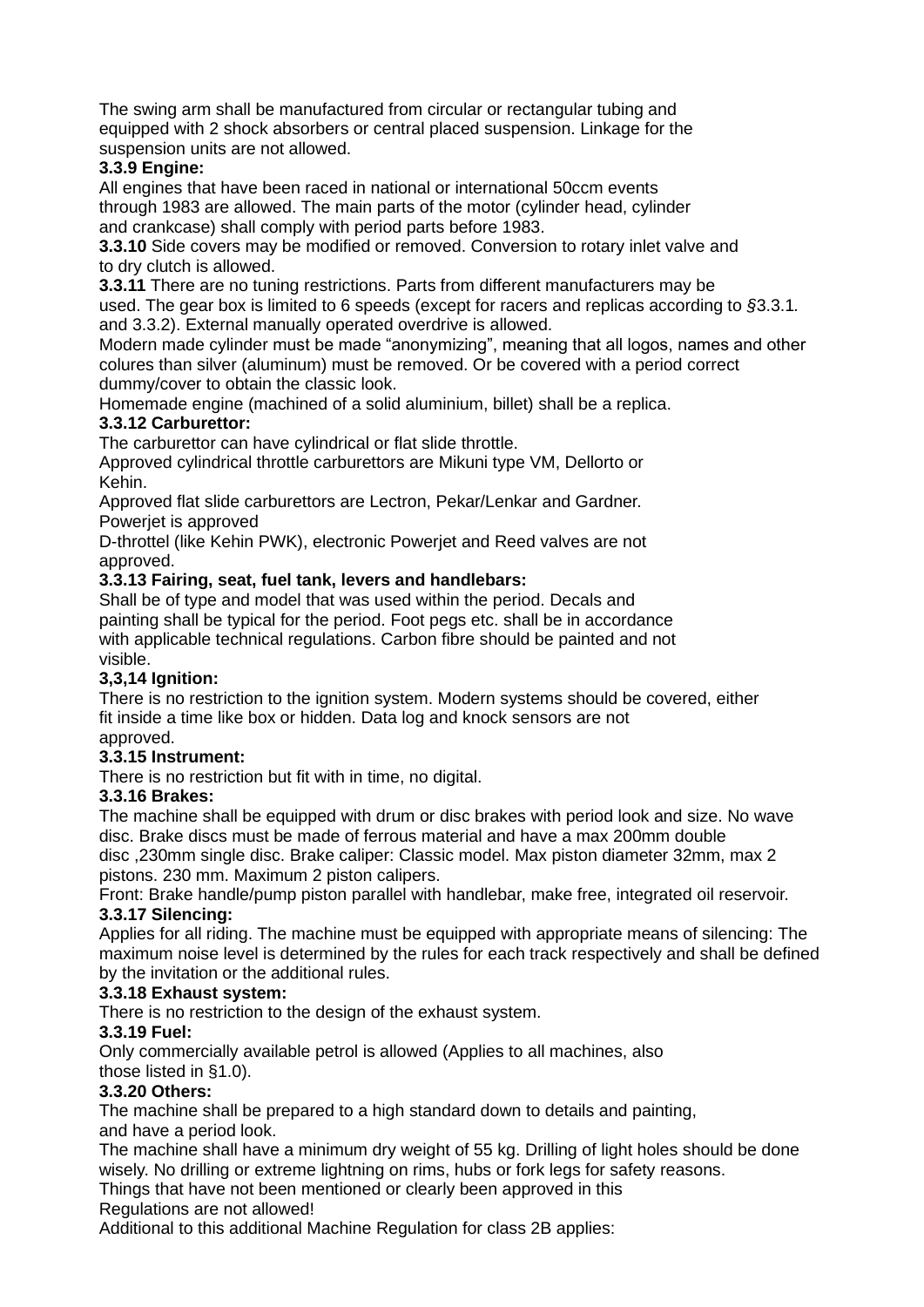The swing arm shall be manufactured from circular or rectangular tubing and equipped with 2 shock absorbers or central placed suspension. Linkage for the suspension units are not allowed.

**3.3.9 Engine:**

All engines that have been raced in national or international 50ccm events through 1983 are allowed. The main parts of the motor (cylinder head, cylinder and crankcase) shall comply with period parts before 1983.

**3.3.10** Side covers may be modified or removed. Conversion to rotary inlet valve and to dry clutch is allowed.

**3.3.11** There are no tuning restrictions. Parts from different manufacturers may be used. The gear box is limited to 6 speeds (except for racers and replicas according to §3.3.1. and 3.3.2). External manually operated overdrive is allowed.

Modern made cylinder must be made "anonymizing", meaning that all logos, names and other colures than silver (aluminum) must be removed. Or be covered with a period correct dummy/cover to obtain the classic look.

Homemade engine (machined of a solid aluminium, billet) shall be a replica.

**3.3.12 Carburettor:**

The carburettor can have cylindrical or flat slide throttle.

Approved cylindrical throttle carburettors are Mikuni type VM, Dellorto or Kehin.

Approved flat slide carburettors are Lectron, Pekar/Lenkar and Gardner.

Powerjet is approved

D-throttel (like Kehin PWK), electronic Powerjet and Reed valves are not approved.

**3.3.13 Fairing, seat, fuel tank, levers and handlebars:**

Shall be of type and model that was used within the period. Decals and painting shall be typical for the period. Foot pegs etc. shall be in accordance with applicable technical regulations. Carbon fibre should be painted and not visible.

**3,3,14 Ignition:**

There is no restriction to the ignition system. Modern systems should be covered, either fit inside a time like box or hidden. Data log and knock sensors are not approved.

**3.3.15 Instrument:**

There is no restriction but fit with in time, no digital.

**3.3.16 Brakes:**

The machine shall be equipped with drum or disc brakes with period look and size. No wave disc. Brake discs must be made of ferrous material and have a max 200mm double disc ,230mm single disc. Brake caliper: Classic model. Max piston diameter 32mm, max 2 pistons. 230 mm. Maximum 2 piston calipers.

Front: Brake handle/pump piston parallel with handlebar, make free, integrated oil reservoir.

**3.3.17 Silencing:**

Applies for all riding. The machine must be equipped with appropriate means of silencing: The maximum noise level is determined by the rules for each track respectively and shall be defined by the invitation or the additional rules.

**3.3.18 Exhaust system:**

There is no restriction to the design of the exhaust system.

**3.3.19 Fuel:**

Only commercially available petrol is allowed (Applies to all machines, also those listed in §1.0).

**3.3.20 Others:**

The machine shall be prepared to a high standard down to details and painting, and have a period look.

The machine shall have a minimum dry weight of 55 kg. Drilling of light holes should be done wisely. No drilling or extreme lightning on rims, hubs or fork legs for safety reasons.

Things that have not been mentioned or clearly been approved in this Regulations are not allowed!

Additional to this additional Machine Regulation for class 2B applies: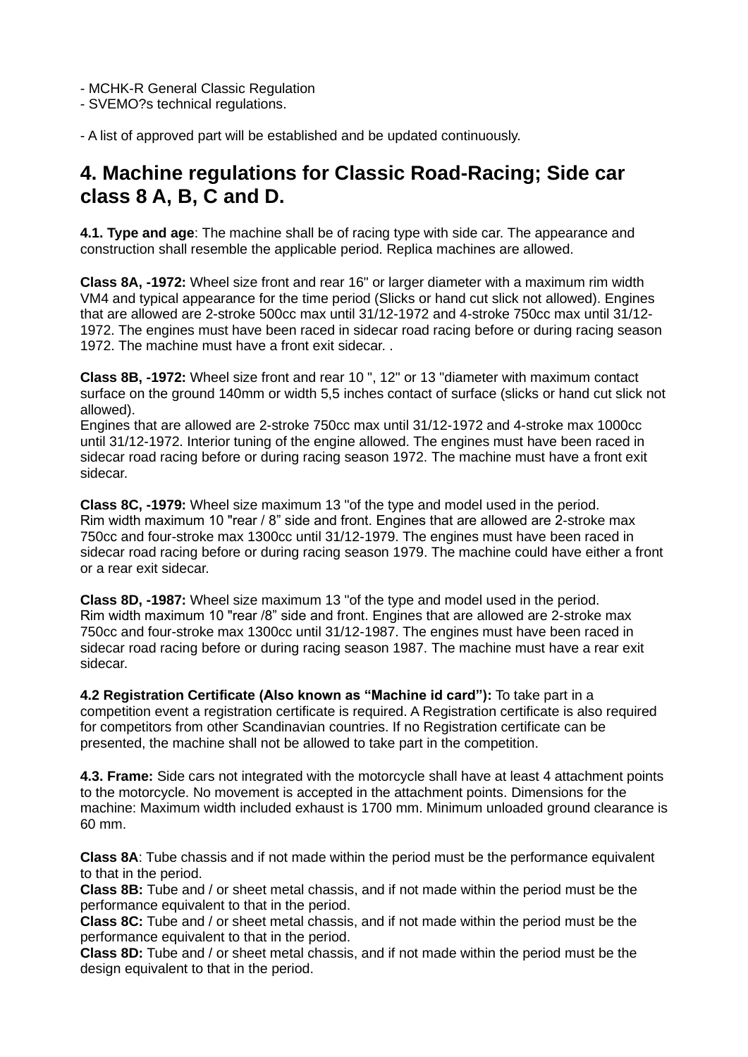- MCHK-R General Classic Regulation
- SVEMO?s technical regulations.

- A list of approved part will be established and be updated continuously.

## 4. Machine regulations for Classic Road-Racing; Side car class 8 A, B, C and D.

**4.1. Type and age**: The machine shall be of racing type with side car. The appearance and construction shall resemble the applicable period. Replica machines are allowed.

**Class 8A, -1972:** Wheel size front and rear 16" or larger diameter with a maximum rim width VM4 and typical appearance for the time period (Slicks or hand cut slick not allowed). Engines that are allowed are 2-stroke 500cc max until 31/12-1972 and 4-stroke 750cc max until 31/12-1972. The engines must have been raced in sidecar road racing before or during racing season 1972. The machine must have a front exit sidecar. .

**Class 8B, -1972:** Wheel size front and rear 10 ", 12" or 13 "diameter with maximum contact surface on the ground 140mm or width 5,5 inches contact of surface (slicks or hand cut slick not allowed).
Engines that are allowed are 2-stroke 750cc max until 31/12-1972 and 4-stroke max 1000cc until 31/12-1972. Interior tuning of the engine allowed. The engines must have been raced in sidecar road racing before or during racing season 1972. The machine must have a front exit sidecar.

**Class 8C, -1979:** Wheel size maximum 13 "of the type and model used in the period.
Rim width maximum 10 "rear / 8" side and front. Engines that are allowed are 2-stroke max 750cc and four-stroke max 1300cc until 31/12-1979. The engines must have been raced in sidecar road racing before or during racing season 1979. The machine could have either a front or a rear exit sidecar.

**Class 8D, -1987:** Wheel size maximum 13 "of the type and model used in the period.
Rim width maximum 10 "rear /8" side and front. Engines that are allowed are 2-stroke max 750cc and four-stroke max 1300cc until 31/12-1987. The engines must have been raced in sidecar road racing before or during racing season 1987. The machine must have a rear exit sidecar.

**4.2 Registration Certificate (Also known as "Machine id card"):** To take part in a competition event a registration certificate is required. A Registration certificate is also required for competitors from other Scandinavian countries. If no Registration certificate can be presented, the machine shall not be allowed to take part in the competition.

**4.3. Frame:** Side cars not integrated with the motorcycle shall have at least 4 attachment points to the motorcycle. No movement is accepted in the attachment points. Dimensions for the machine: Maximum width included exhaust is 1700 mm. Minimum unloaded ground clearance is 60 mm.

**Class 8A**: Tube chassis and if not made within the period must be the performance equivalent to that in the period.
**Class 8B:** Tube and / or sheet metal chassis, and if not made within the period must be the performance equivalent to that in the period.
**Class 8C:** Tube and / or sheet metal chassis, and if not made within the period must be the performance equivalent to that in the period.
**Class 8D:** Tube and / or sheet metal chassis, and if not made within the period must be the design equivalent to that in the period.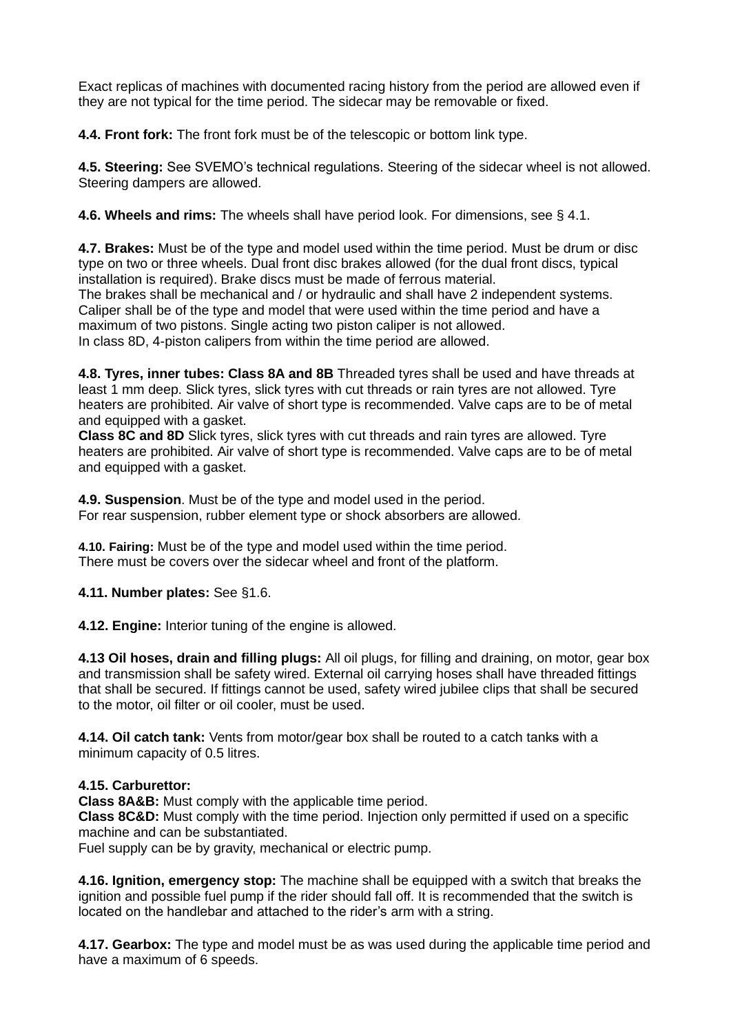Exact replicas of machines with documented racing history from the period are allowed even if they are not typical for the time period. The sidecar may be removable or fixed.

**4.4. Front fork:** The front fork must be of the telescopic or bottom link type.

**4.5. Steering:** See SVEMO's technical regulations. Steering of the sidecar wheel is not allowed. Steering dampers are allowed.

**4.6. Wheels and rims:** The wheels shall have period look. For dimensions, see § 4.1.

**4.7. Brakes:** Must be of the type and model used within the time period. Must be drum or disc type on two or three wheels. Dual front disc brakes allowed (for the dual front discs, typical installation is required). Brake discs must be made of ferrous material.
The brakes shall be mechanical and / or hydraulic and shall have 2 independent systems. Caliper shall be of the type and model that were used within the time period and have a maximum of two pistons. Single acting two piston caliper is not allowed.
In class 8D, 4-piston calipers from within the time period are allowed.

**4.8. Tyres, inner tubes: Class 8A and 8B** Threaded tyres shall be used and have threads at least 1 mm deep. Slick tyres, slick tyres with cut threads or rain tyres are not allowed. Tyre heaters are prohibited. Air valve of short type is recommended. Valve caps are to be of metal and equipped with a gasket.
**Class 8C and 8D** Slick tyres, slick tyres with cut threads and rain tyres are allowed. Tyre heaters are prohibited. Air valve of short type is recommended. Valve caps are to be of metal and equipped with a gasket.

**4.9. Suspension**. Must be of the type and model used in the period.
For rear suspension, rubber element type or shock absorbers are allowed.

**4.10. Fairing:** Must be of the type and model used within the time period.
There must be covers over the sidecar wheel and front of the platform.

**4.11. Number plates:** See §1.6.

**4.12. Engine:** Interior tuning of the engine is allowed.

**4.13 Oil hoses, drain and filling plugs:** All oil plugs, for filling and draining, on motor, gear box and transmission shall be safety wired. External oil carrying hoses shall have threaded fittings that shall be secured. If fittings cannot be used, safety wired jubilee clips that shall be secured to the motor, oil filter or oil cooler, must be used.

**4.14. Oil catch tank:** Vents from motor/gear box shall be routed to a catch tanks with a minimum capacity of 0.5 litres.

**4.15. Carburettor:**
**Class 8A&B:** Must comply with the applicable time period.
**Class 8C&D:** Must comply with the time period. Injection only permitted if used on a specific machine and can be substantiated.
Fuel supply can be by gravity, mechanical or electric pump.

**4.16. Ignition, emergency stop:** The machine shall be equipped with a switch that breaks the ignition and possible fuel pump if the rider should fall off. It is recommended that the switch is located on the handlebar and attached to the rider's arm with a string.

**4.17. Gearbox:** The type and model must be as was used during the applicable time period and have a maximum of 6 speeds.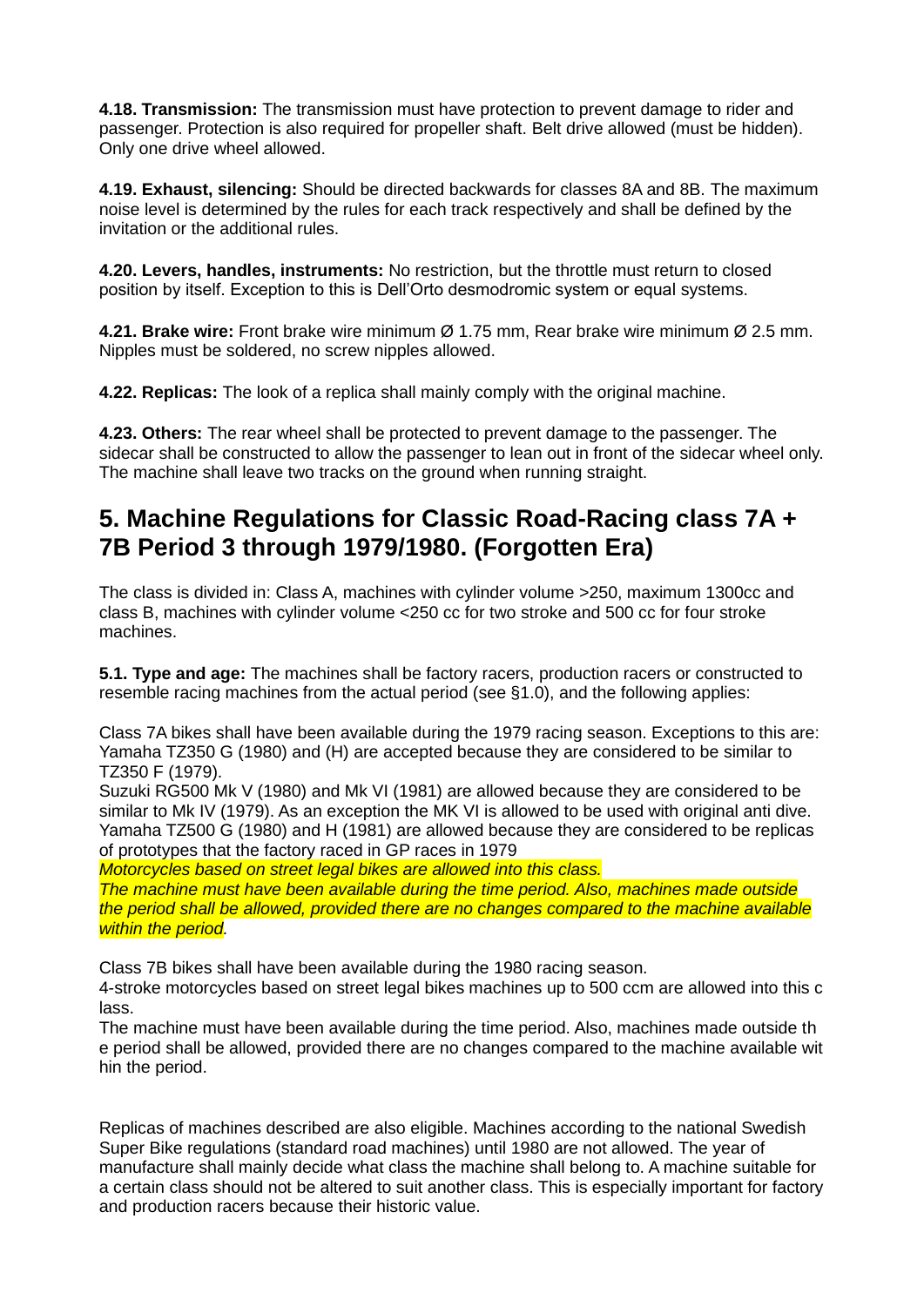**4.18. Transmission:** The transmission must have protection to prevent damage to rider and passenger. Protection is also required for propeller shaft. Belt drive allowed (must be hidden). Only one drive wheel allowed.

**4.19. Exhaust, silencing:** Should be directed backwards for classes 8A and 8B. The maximum noise level is determined by the rules for each track respectively and shall be defined by the invitation or the additional rules.

**4.20. Levers, handles, instruments:** No restriction, but the throttle must return to closed position by itself. Exception to this is Dell'Orto desmodromic system or equal systems.

**4.21. Brake wire:** Front brake wire minimum Ø 1.75 mm, Rear brake wire minimum Ø 2.5 mm. Nipples must be soldered, no screw nipples allowed.

**4.22. Replicas:** The look of a replica shall mainly comply with the original machine.

**4.23. Others:** The rear wheel shall be protected to prevent damage to the passenger. The sidecar shall be constructed to allow the passenger to lean out in front of the sidecar wheel only. The machine shall leave two tracks on the ground when running straight.

## 5. Machine Regulations for Classic Road-Racing class 7A + 7B Period 3 through 1979/1980. (Forgotten Era)

The class is divided in: Class A, machines with cylinder volume >250, maximum 1300cc and class B, machines with cylinder volume <250 cc for two stroke and 500 cc for four stroke machines.

**5.1. Type and age:** The machines shall be factory racers, production racers or constructed to resemble racing machines from the actual period (see §1.0), and the following applies:

Class 7A bikes shall have been available during the 1979 racing season. Exceptions to this are: Yamaha TZ350 G (1980) and (H) are accepted because they are considered to be similar to TZ350 F (1979).
Suzuki RG500 Mk V (1980) and Mk VI (1981) are allowed because they are considered to be similar to Mk IV (1979). As an exception the MK VI is allowed to be used with original anti dive.
Yamaha TZ500 G (1980) and H (1981) are allowed because they are considered to be replicas of prototypes that the factory raced in GP races in 1979
*Motorcycles based on street legal bikes are allowed into this class.*
*The machine must have been available during the time period. Also, machines made outside the period shall be allowed, provided there are no changes compared to the machine available within the period.*

Class 7B bikes shall have been available during the 1980 racing season.
4-stroke motorcycles based on street legal bikes machines up to 500 ccm are allowed into this class.
The machine must have been available during the time period. Also, machines made outside the period shall be allowed, provided there are no changes compared to the machine available within the period.

Replicas of machines described are also eligible. Machines according to the national Swedish Super Bike regulations (standard road machines) until 1980 are not allowed. The year of manufacture shall mainly decide what class the machine shall belong to. A machine suitable for a certain class should not be altered to suit another class. This is especially important for factory and production racers because their historic value.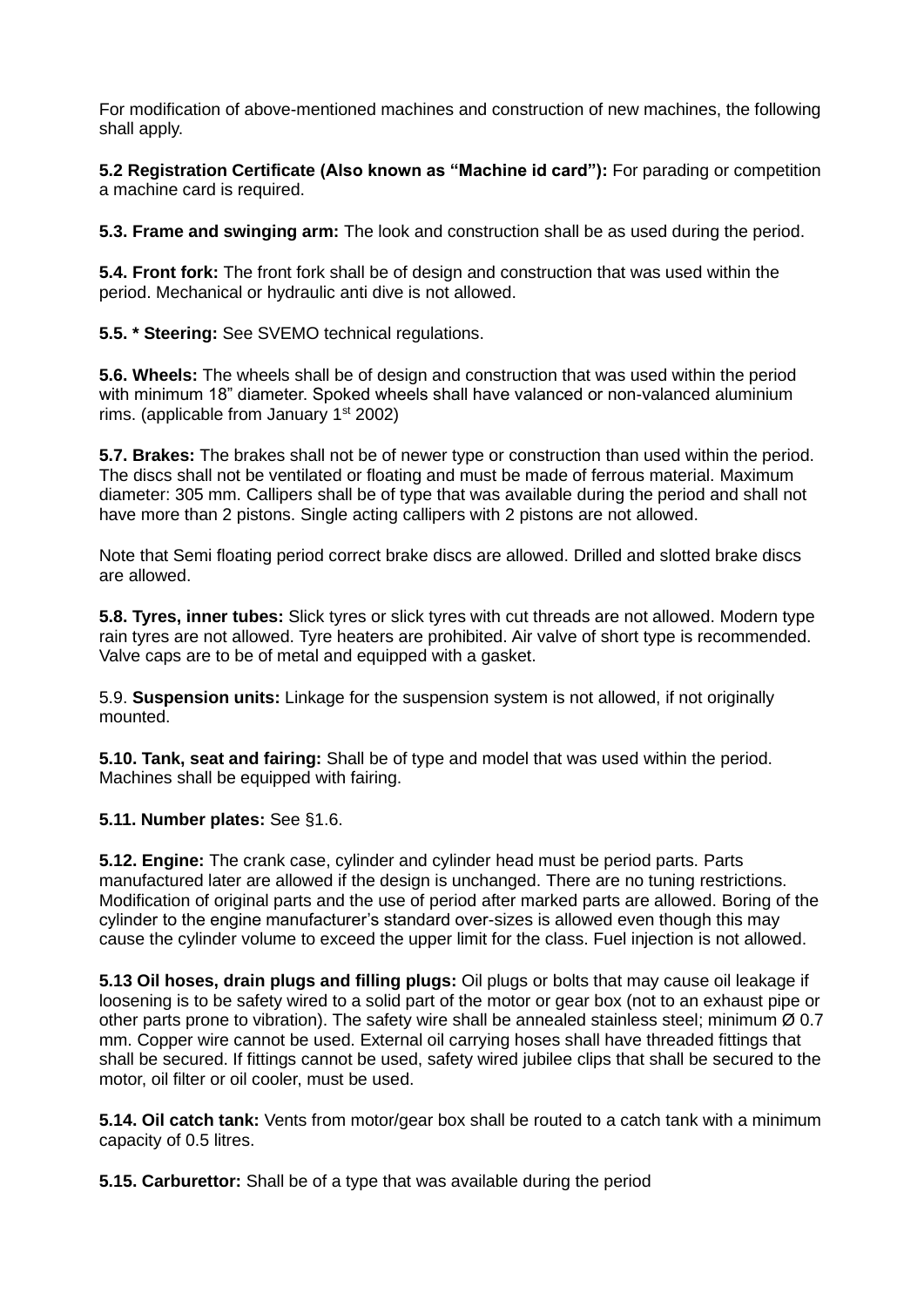For modification of above-mentioned machines and construction of new machines, the following shall apply.

**5.2 Registration Certificate (Also known as "Machine id card"):** For parading or competition a machine card is required.

**5.3. Frame and swinging arm:** The look and construction shall be as used during the period.

**5.4. Front fork:** The front fork shall be of design and construction that was used within the period. Mechanical or hydraulic anti dive is not allowed.

**5.5. * Steering:** See SVEMO technical regulations.

**5.6. Wheels:** The wheels shall be of design and construction that was used within the period with minimum 18" diameter. Spoked wheels shall have valanced or non-valanced aluminium rims. (applicable from January 1st 2002)

**5.7. Brakes:** The brakes shall not be of newer type or construction than used within the period. The discs shall not be ventilated or floating and must be made of ferrous material. Maximum diameter: 305 mm. Callipers shall be of type that was available during the period and shall not have more than 2 pistons. Single acting callipers with 2 pistons are not allowed.

Note that Semi floating period correct brake discs are allowed. Drilled and slotted brake discs are allowed.

**5.8. Tyres, inner tubes:** Slick tyres or slick tyres with cut threads are not allowed. Modern type rain tyres are not allowed. Tyre heaters are prohibited. Air valve of short type is recommended. Valve caps are to be of metal and equipped with a gasket.

5.9. **Suspension units:** Linkage for the suspension system is not allowed, if not originally mounted.

**5.10. Tank, seat and fairing:** Shall be of type and model that was used within the period. Machines shall be equipped with fairing.

**5.11. Number plates:** See §1.6.

**5.12. Engine:** The crank case, cylinder and cylinder head must be period parts. Parts manufactured later are allowed if the design is unchanged. There are no tuning restrictions. Modification of original parts and the use of period after marked parts are allowed. Boring of the cylinder to the engine manufacturer's standard over-sizes is allowed even though this may cause the cylinder volume to exceed the upper limit for the class. Fuel injection is not allowed.

**5.13 Oil hoses, drain plugs and filling plugs:** Oil plugs or bolts that may cause oil leakage if loosening is to be safety wired to a solid part of the motor or gear box (not to an exhaust pipe or other parts prone to vibration). The safety wire shall be annealed stainless steel; minimum Ø 0.7 mm. Copper wire cannot be used. External oil carrying hoses shall have threaded fittings that shall be secured. If fittings cannot be used, safety wired jubilee clips that shall be secured to the motor, oil filter or oil cooler, must be used.

**5.14. Oil catch tank:** Vents from motor/gear box shall be routed to a catch tank with a minimum capacity of 0.5 litres.

**5.15. Carburettor:** Shall be of a type that was available during the period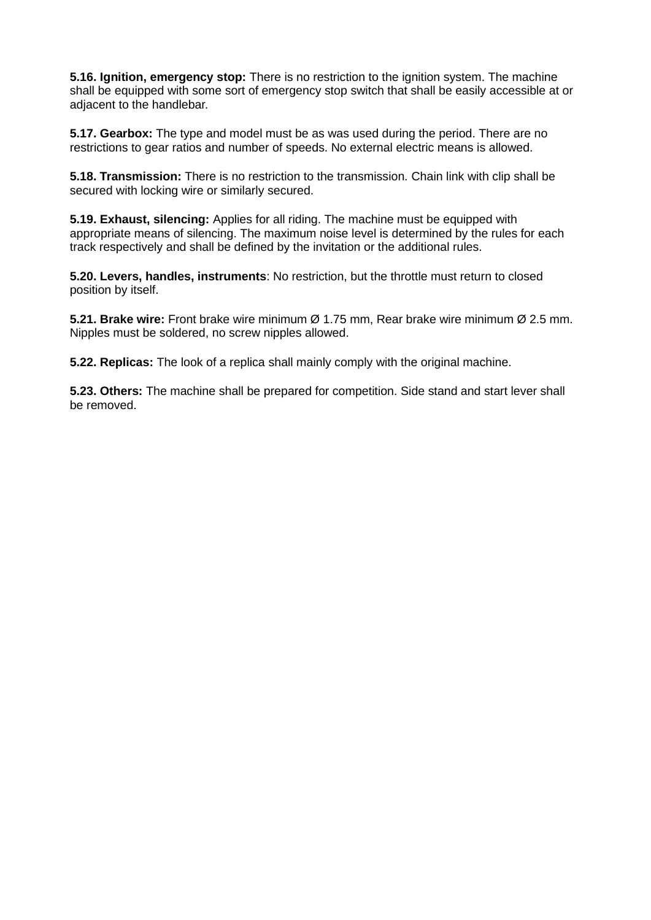**5.16. Ignition, emergency stop:** There is no restriction to the ignition system. The machine shall be equipped with some sort of emergency stop switch that shall be easily accessible at or adjacent to the handlebar.

**5.17. Gearbox:** The type and model must be as was used during the period. There are no restrictions to gear ratios and number of speeds. No external electric means is allowed.

**5.18. Transmission:** There is no restriction to the transmission. Chain link with clip shall be secured with locking wire or similarly secured.

**5.19. Exhaust, silencing:** Applies for all riding. The machine must be equipped with appropriate means of silencing. The maximum noise level is determined by the rules for each track respectively and shall be defined by the invitation or the additional rules.

**5.20. Levers, handles, instruments**: No restriction, but the throttle must return to closed position by itself.

**5.21. Brake wire:** Front brake wire minimum Ø 1.75 mm, Rear brake wire minimum Ø 2.5 mm. Nipples must be soldered, no screw nipples allowed.

**5.22. Replicas:** The look of a replica shall mainly comply with the original machine.

**5.23. Others:** The machine shall be prepared for competition. Side stand and start lever shall be removed.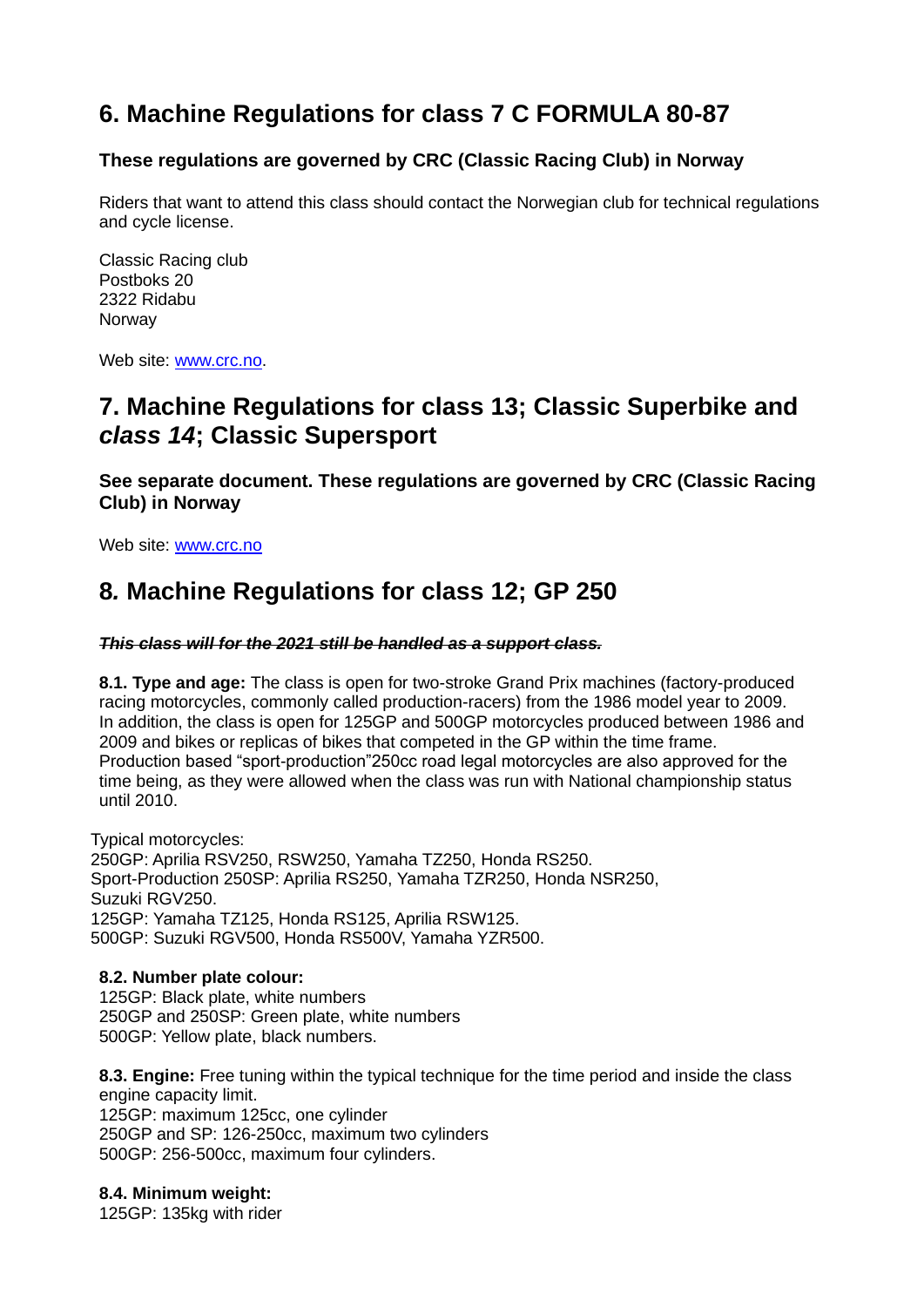## 6. Machine Regulations for class 7 C FORMULA 80-87

**These regulations are governed by CRC (Classic Racing Club) in Norway**

Riders that want to attend this class should contact the Norwegian club for technical regulations and cycle license.

Classic Racing club
Postboks 20
2322 Ridabu
Norway

Web site: [www.crc.no](www.crc.no).

## 7. Machine Regulations for class 13; Classic Superbike and *class 14*; Classic Supersport

**See separate document. These regulations are governed by CRC (Classic Racing Club) in Norway**

Web site: [www.crc.no](www.crc.no)

## 8*.* Machine Regulations for class 12; GP 250

~~***This class will for the 2021 still be handled as a support class.***~~

**8.1. Type and age:** The class is open for two-stroke Grand Prix machines (factory-produced racing motorcycles, commonly called production-racers) from the 1986 model year to 2009. In addition, the class is open for 125GP and 500GP motorcycles produced between 1986 and 2009 and bikes or replicas of bikes that competed in the GP within the time frame. Production based "sport-production"250cc road legal motorcycles are also approved for the time being, as they were allowed when the class was run with National championship status until 2010.

Typical motorcycles:
250GP: Aprilia RSV250, RSW250, Yamaha TZ250, Honda RS250.
Sport-Production 250SP: Aprilia RS250, Yamaha TZR250, Honda NSR250, Suzuki RGV250.
125GP: Yamaha TZ125, Honda RS125, Aprilia RSW125.
500GP: Suzuki RGV500, Honda RS500V, Yamaha YZR500.

**8.2. Number plate colour:**
125GP: Black plate, white numbers
250GP and 250SP: Green plate, white numbers
500GP: Yellow plate, black numbers.

**8.3. Engine:** Free tuning within the typical technique for the time period and inside the class engine capacity limit.
125GP: maximum 125cc, one cylinder
250GP and SP: 126-250cc, maximum two cylinders
500GP: 256-500cc, maximum four cylinders.

**8.4. Minimum weight:**
125GP: 135kg with rider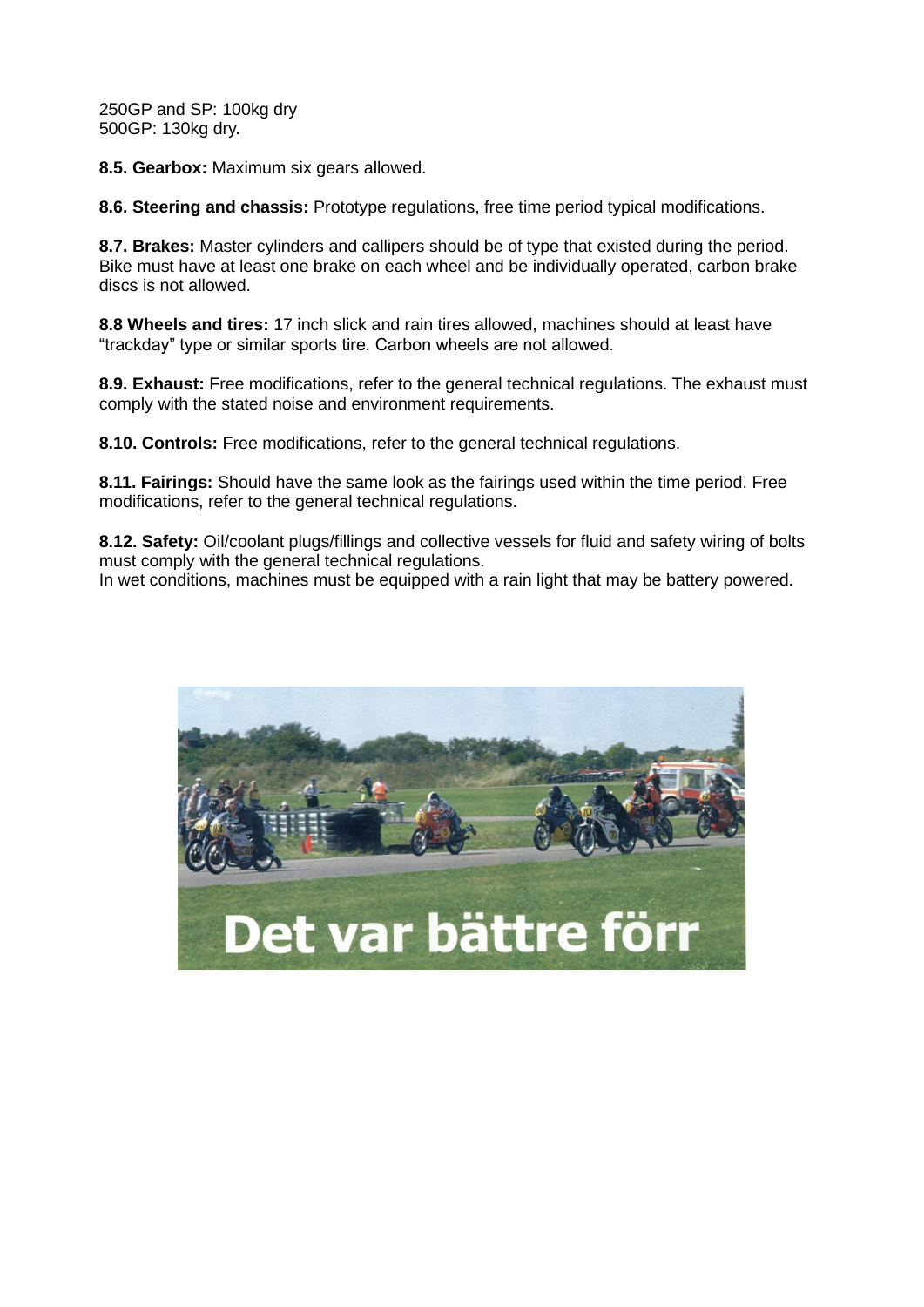250GP and SP: 100kg dry
500GP: 130kg dry.

**8.5. Gearbox:** Maximum six gears allowed.

**8.6. Steering and chassis:** Prototype regulations, free time period typical modifications.

**8.7. Brakes:** Master cylinders and callipers should be of type that existed during the period. Bike must have at least one brake on each wheel and be individually operated, carbon brake discs is not allowed.

**8.8 Wheels and tires:** 17 inch slick and rain tires allowed, machines should at least have "trackday" type or similar sports tire. Carbon wheels are not allowed.

**8.9. Exhaust:** Free modifications, refer to the general technical regulations. The exhaust must comply with the stated noise and environment requirements.

**8.10. Controls:** Free modifications, refer to the general technical regulations.

**8.11. Fairings:** Should have the same look as the fairings used within the time period. Free modifications, refer to the general technical regulations.

**8.12. Safety:** Oil/coolant plugs/fillings and collective vessels for fluid and safety wiring of bolts must comply with the general technical regulations.
In wet conditions, machines must be equipped with a rain light that may be battery powered.